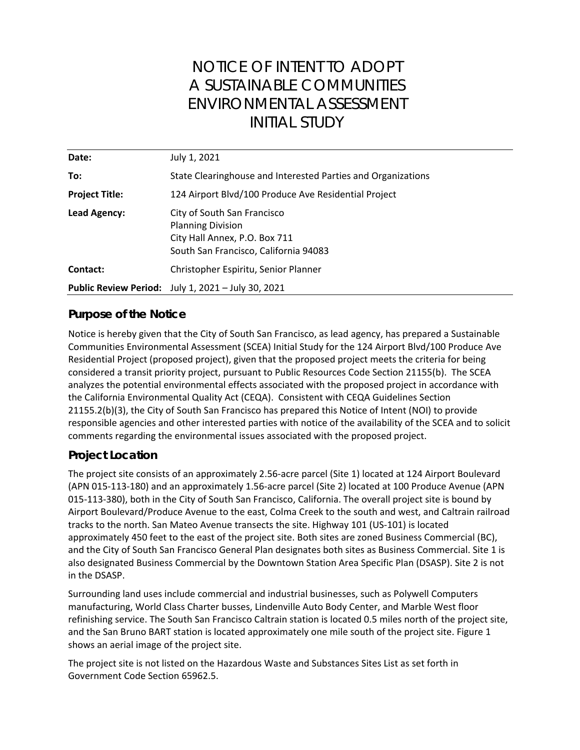# NOTICE OF INTENT TO ADOPT A SUSTAINABLE COMMUNITIES ENVIRONMENTAL ASSESSMENT INITIAL STUDY

| | |
|---|---|
| **Date:** | July 1, 2021 |
| **To:** | State Clearinghouse and Interested Parties and Organizations |
| **Project Title:** | 124 Airport Blvd/100 Produce Ave Residential Project |
| **Lead Agency:** | City of South San Francisco<br>Planning Division<br>City Hall Annex, P.O. Box 711<br>South San Francisco, California 94083 |
| **Contact:** | Christopher Espiritu, Senior Planner |
| **Public Review Period:** | July 1, 2021 – July 30, 2021 |

## Purpose of the Notice

Notice is hereby given that the City of South San Francisco, as lead agency, has prepared a Sustainable Communities Environmental Assessment (SCEA) Initial Study for the 124 Airport Blvd/100 Produce Ave Residential Project (proposed project), given that the proposed project meets the criteria for being considered a transit priority project, pursuant to Public Resources Code Section 21155(b). The SCEA analyzes the potential environmental effects associated with the proposed project in accordance with the California Environmental Quality Act (CEQA). Consistent with CEQA Guidelines Section 21155.2(b)(3), the City of South San Francisco has prepared this Notice of Intent (NOI) to provide responsible agencies and other interested parties with notice of the availability of the SCEA and to solicit comments regarding the environmental issues associated with the proposed project.

## Project Location

The project site consists of an approximately 2.56-acre parcel (Site 1) located at 124 Airport Boulevard (APN 015-113-180) and an approximately 1.56-acre parcel (Site 2) located at 100 Produce Avenue (APN 015-113-380), both in the City of South San Francisco, California. The overall project site is bound by Airport Boulevard/Produce Avenue to the east, Colma Creek to the south and west, and Caltrain railroad tracks to the north. San Mateo Avenue transects the site. Highway 101 (US-101) is located approximately 450 feet to the east of the project site. Both sites are zoned Business Commercial (BC), and the City of South San Francisco General Plan designates both sites as Business Commercial. Site 1 is also designated Business Commercial by the Downtown Station Area Specific Plan (DSASP). Site 2 is not in the DSASP.

Surrounding land uses include commercial and industrial businesses, such as Polywell Computers manufacturing, World Class Charter busses, Lindenville Auto Body Center, and Marble West floor refinishing service. The South San Francisco Caltrain station is located 0.5 miles north of the project site, and the San Bruno BART station is located approximately one mile south of the project site. Figure 1 shows an aerial image of the project site.

The project site is not listed on the Hazardous Waste and Substances Sites List as set forth in Government Code Section 65962.5.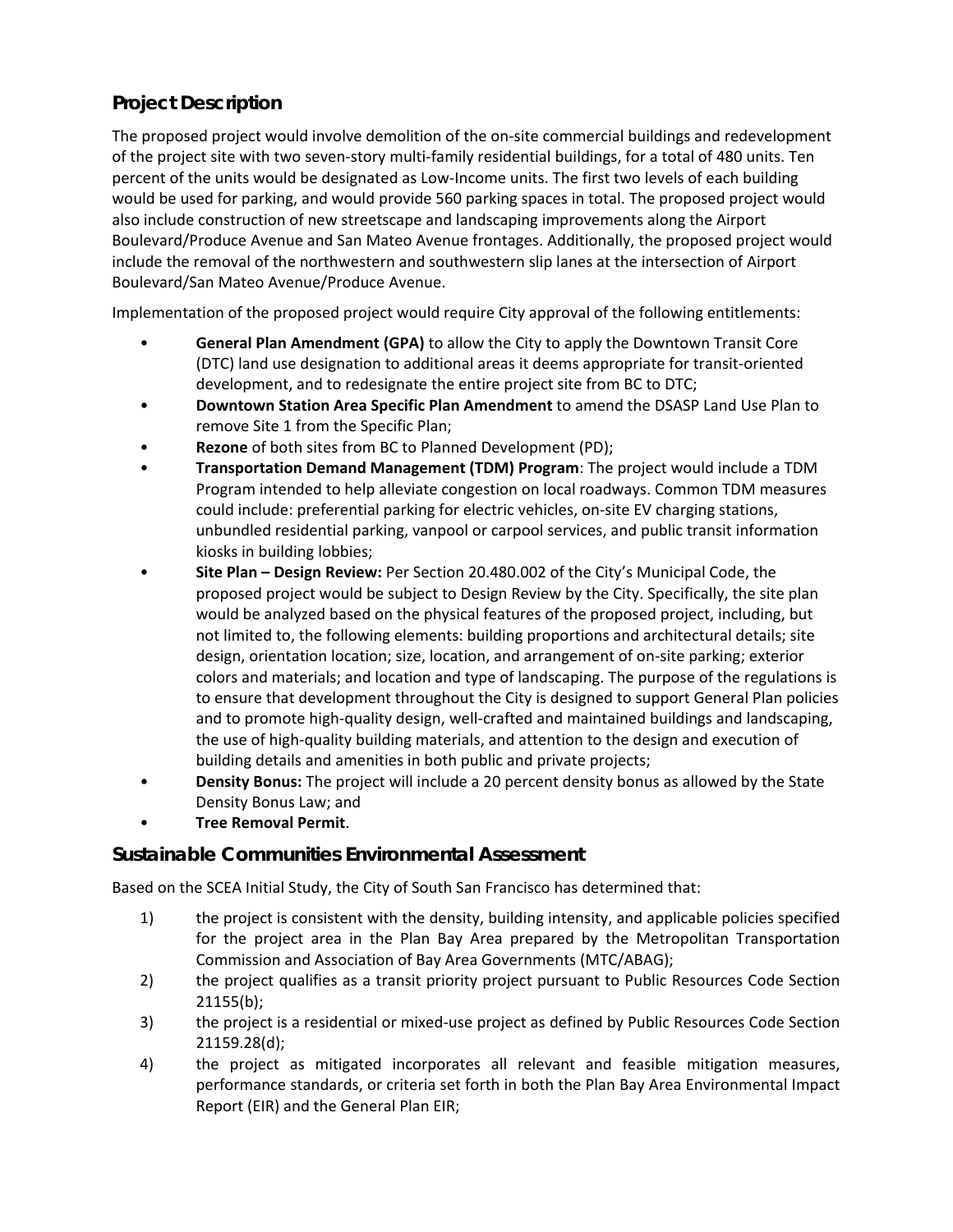## Project Description

The proposed project would involve demolition of the on-site commercial buildings and redevelopment of the project site with two seven-story multi-family residential buildings, for a total of 480 units. Ten percent of the units would be designated as Low-Income units. The first two levels of each building would be used for parking, and would provide 560 parking spaces in total. The proposed project would also include construction of new streetscape and landscaping improvements along the Airport Boulevard/Produce Avenue and San Mateo Avenue frontages. Additionally, the proposed project would include the removal of the northwestern and southwestern slip lanes at the intersection of Airport Boulevard/San Mateo Avenue/Produce Avenue.

Implementation of the proposed project would require City approval of the following entitlements:

- **General Plan Amendment (GPA)** to allow the City to apply the Downtown Transit Core (DTC) land use designation to additional areas it deems appropriate for transit-oriented development, and to redesignate the entire project site from BC to DTC;
- **Downtown Station Area Specific Plan Amendment** to amend the DSASP Land Use Plan to remove Site 1 from the Specific Plan;
- **Rezone** of both sites from BC to Planned Development (PD);
- **Transportation Demand Management (TDM) Program**: The project would include a TDM Program intended to help alleviate congestion on local roadways. Common TDM measures could include: preferential parking for electric vehicles, on-site EV charging stations, unbundled residential parking, vanpool or carpool services, and public transit information kiosks in building lobbies;
- **Site Plan – Design Review:** Per Section 20.480.002 of the City's Municipal Code, the proposed project would be subject to Design Review by the City. Specifically, the site plan would be analyzed based on the physical features of the proposed project, including, but not limited to, the following elements: building proportions and architectural details; site design, orientation location; size, location, and arrangement of on-site parking; exterior colors and materials; and location and type of landscaping. The purpose of the regulations is to ensure that development throughout the City is designed to support General Plan policies and to promote high-quality design, well-crafted and maintained buildings and landscaping, the use of high-quality building materials, and attention to the design and execution of building details and amenities in both public and private projects;
- **Density Bonus:** The project will include a 20 percent density bonus as allowed by the State Density Bonus Law; and
- **Tree Removal Permit**.

## Sustainable Communities Environmental Assessment

Based on the SCEA Initial Study, the City of South San Francisco has determined that:

1) the project is consistent with the density, building intensity, and applicable policies specified for the project area in the Plan Bay Area prepared by the Metropolitan Transportation Commission and Association of Bay Area Governments (MTC/ABAG);
2) the project qualifies as a transit priority project pursuant to Public Resources Code Section 21155(b);
3) the project is a residential or mixed-use project as defined by Public Resources Code Section 21159.28(d);
4) the project as mitigated incorporates all relevant and feasible mitigation measures, performance standards, or criteria set forth in both the Plan Bay Area Environmental Impact Report (EIR) and the General Plan EIR;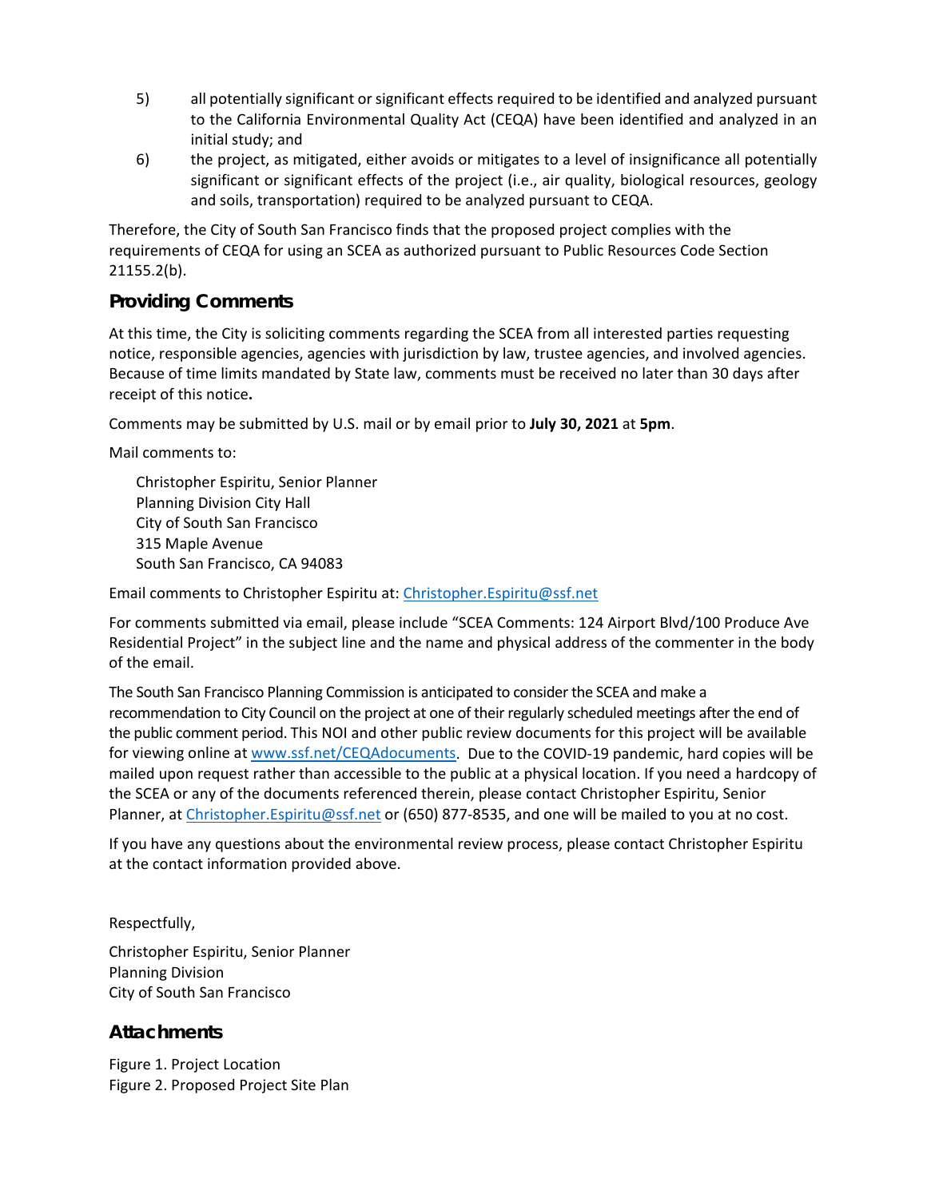5) all potentially significant or significant effects required to be identified and analyzed pursuant to the California Environmental Quality Act (CEQA) have been identified and analyzed in an initial study; and

6) the project, as mitigated, either avoids or mitigates to a level of insignificance all potentially significant or significant effects of the project (i.e., air quality, biological resources, geology and soils, transportation) required to be analyzed pursuant to CEQA.

Therefore, the City of South San Francisco finds that the proposed project complies with the requirements of CEQA for using an SCEA as authorized pursuant to Public Resources Code Section 21155.2(b).

## Providing Comments

At this time, the City is soliciting comments regarding the SCEA from all interested parties requesting notice, responsible agencies, agencies with jurisdiction by law, trustee agencies, and involved agencies. Because of time limits mandated by State law, comments must be received no later than 30 days after receipt of this notice.

Comments may be submitted by U.S. mail or by email prior to **July 30, 2021** at **5pm**.

Mail comments to:

Christopher Espiritu, Senior Planner
Planning Division City Hall
City of South San Francisco
315 Maple Avenue
South San Francisco, CA 94083

Email comments to Christopher Espiritu at: Christopher.Espiritu@ssf.net

For comments submitted via email, please include "SCEA Comments: 124 Airport Blvd/100 Produce Ave Residential Project" in the subject line and the name and physical address of the commenter in the body of the email.

The South San Francisco Planning Commission is anticipated to consider the SCEA and make a recommendation to City Council on the project at one of their regularly scheduled meetings after the end of the public comment period. This NOI and other public review documents for this project will be available for viewing online at www.ssf.net/CEQAdocuments. Due to the COVID-19 pandemic, hard copies will be mailed upon request rather than accessible to the public at a physical location. If you need a hardcopy of the SCEA or any of the documents referenced therein, please contact Christopher Espiritu, Senior Planner, at Christopher.Espiritu@ssf.net or (650) 877-8535, and one will be mailed to you at no cost.

If you have any questions about the environmental review process, please contact Christopher Espiritu at the contact information provided above.

Respectfully,

Christopher Espiritu, Senior Planner
Planning Division
City of South San Francisco

## Attachments

Figure 1. Project Location
Figure 2. Proposed Project Site Plan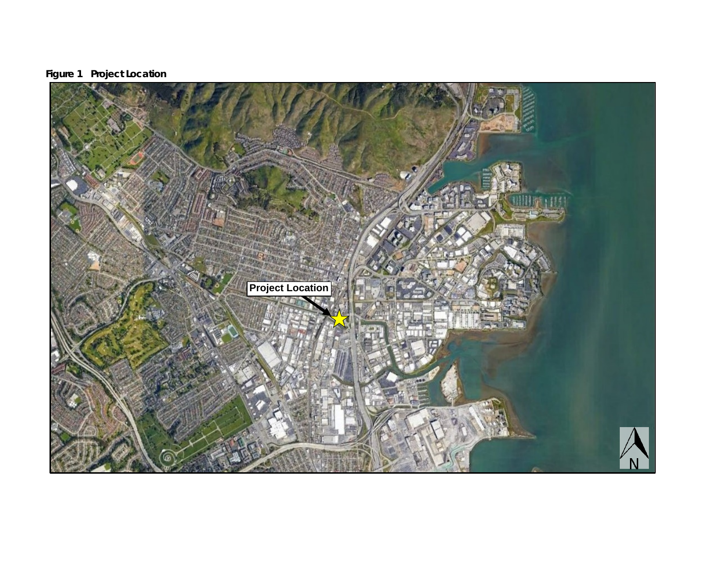**Figure 1 Project Location**

Project Location

N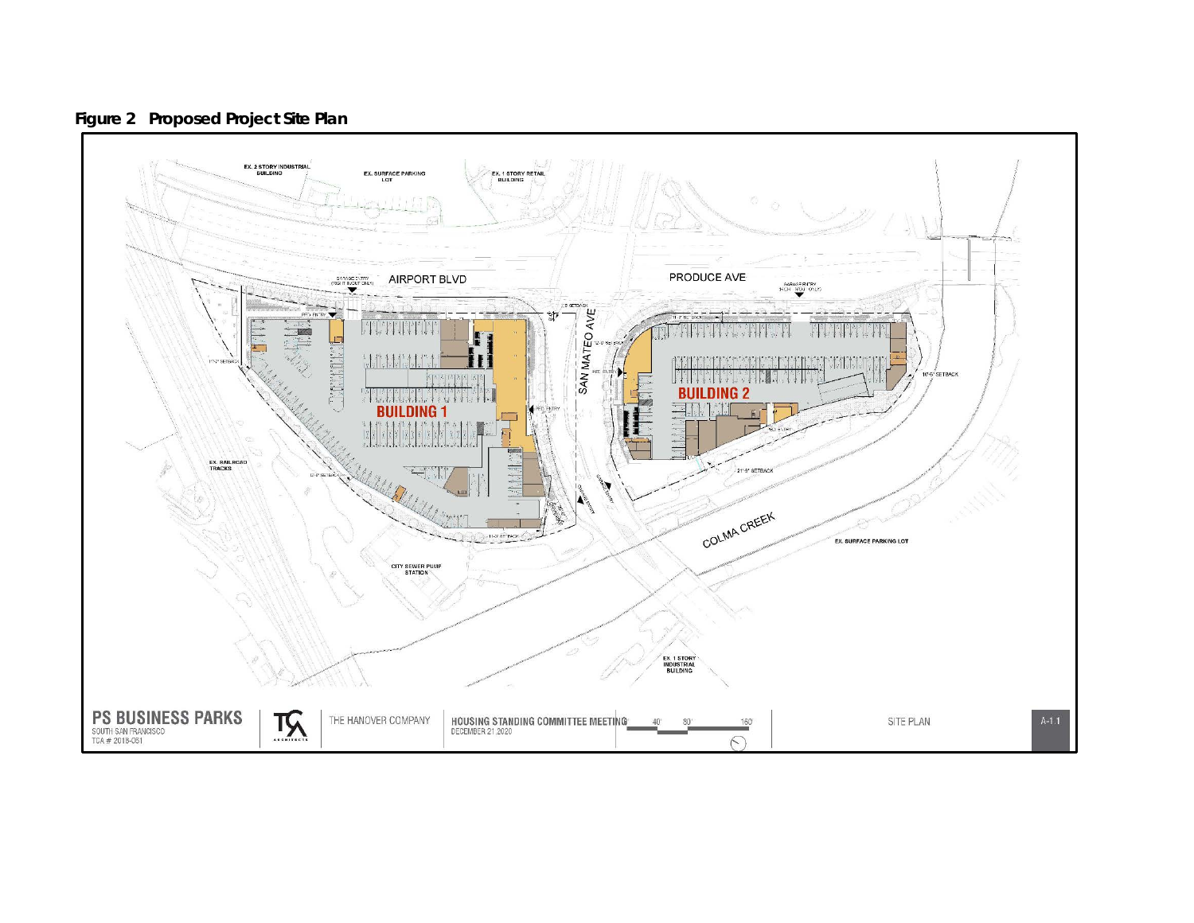**Figure 2 Proposed Project Site Plan**

EX. 2 STORY INDUSTRIAL BUILDING

EX. SURFACE PARKING LOT

EX. 1 STORY RETAIL BUILDING

AIRPORT BLVD

PRODUCE AVE

SAN MATEO AVE

BUILDING 1

BUILDING 2

EX. RAILROAD TRACKS

COLMA CREEK

EX. SURFACE PARKING LOT

CITY SEWER PUMP STATION

EX. 1 STORY INDUSTRIAL BUILDING

PS BUSINESS PARKS
SOUTH SAN FRANCISCO
TCA # 2018-051

THE HANOVER COMPANY

HOUSING STANDING COMMITTEE MEETING
DECEMBER 21 2020

40' 80' 160'

SITE PLAN

A-1.1